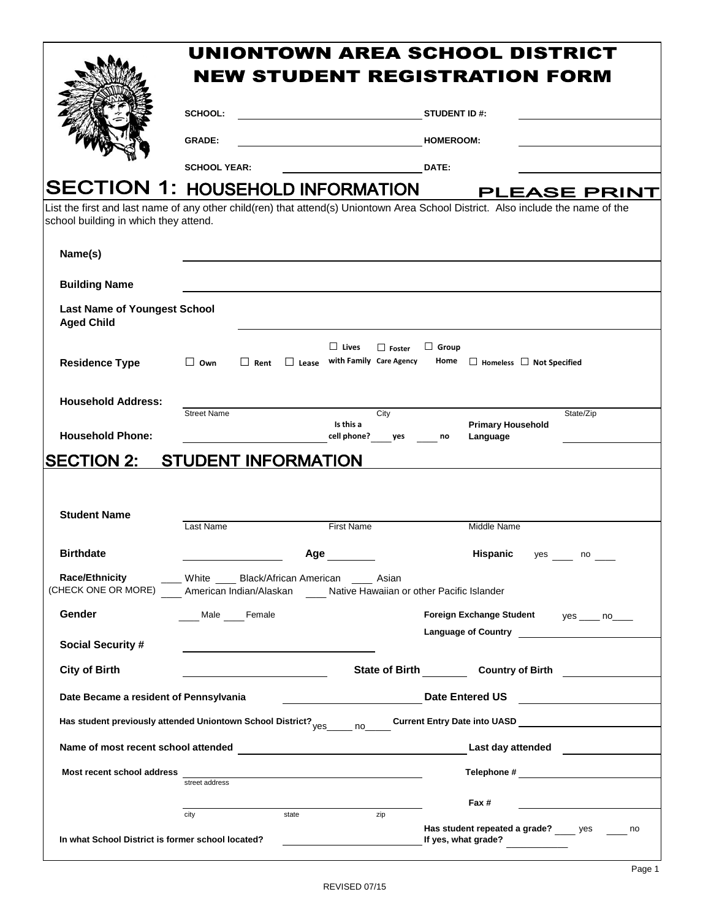# UNIONTOWN AREA SCHOOL DISTRICT
# NEW STUDENT REGISTRATION FORM

**SCHOOL:** ______________________ **STUDENT ID #:** ______________________

**GRADE:** ______________________ **HOMEROOM:** ______________________

**SCHOOL YEAR:** ______________________ **DATE:** ______________________

## SECTION 1: HOUSEHOLD INFORMATION

**PLEASE PRINT**

List the first and last name of any other child(ren) that attend(s) Uniontown Area School District. Also include the name of the school building in which they attend.

**Name(s)** ____________________________________________

**Building Name** ____________________________________________

**Last Name of Youngest School Aged Child** ____________________________________________

**Residence Type** ☐ Own ☐ Rent ☐ Lease ☐ Lives with Family ☐ Foster Care Agency ☐ Group Home ☐ Homeless ☐ Not Specified

**Household Address:** ______________________ ______________________ ______________________
Street Name City State/Zip

**Household Phone:** ______________________ Is this a cell phone? ____ yes ____ no **Primary Household Language** ______________________

## SECTION 2: STUDENT INFORMATION

**Student Name** ______________________ ______________________ ______________________
Last Name First Name Middle Name

**Birthdate** ______________________ **Age** ________ **Hispanic** yes ____ no ____

**Race/Ethnicity** (CHECK ONE OR MORE) ____ White ____ Black/African American ____ Asian ____ American Indian/Alaskan ____ Native Hawaiian or other Pacific Islander

**Gender** ____ Male ____ Female **Foreign Exchange Student** yes ____ no____

**Language of Country** ______________________

**Social Security #** ______________________

**City of Birth** ______________________ **State of Birth** ________ **Country of Birth** ______________________

**Date Became a resident of Pennsylvania** ______________________ **Date Entered US** ______________________

**Has student previously attended Uniontown School District?** yes_____ no_____ **Current Entry Date into UASD** ______________________

**Name of most recent school attended** ______________________ **Last day attended** ______________________

**Most recent school address** ______________________ **Telephone #** ______________________
street address

______________________ **Fax #** ______________________
city state zip

**In what School District is former school located?** ______________________ **Has student repeated a grade?** ____ yes ____ no
**If yes, what grade?** ____________

REVISED 07/15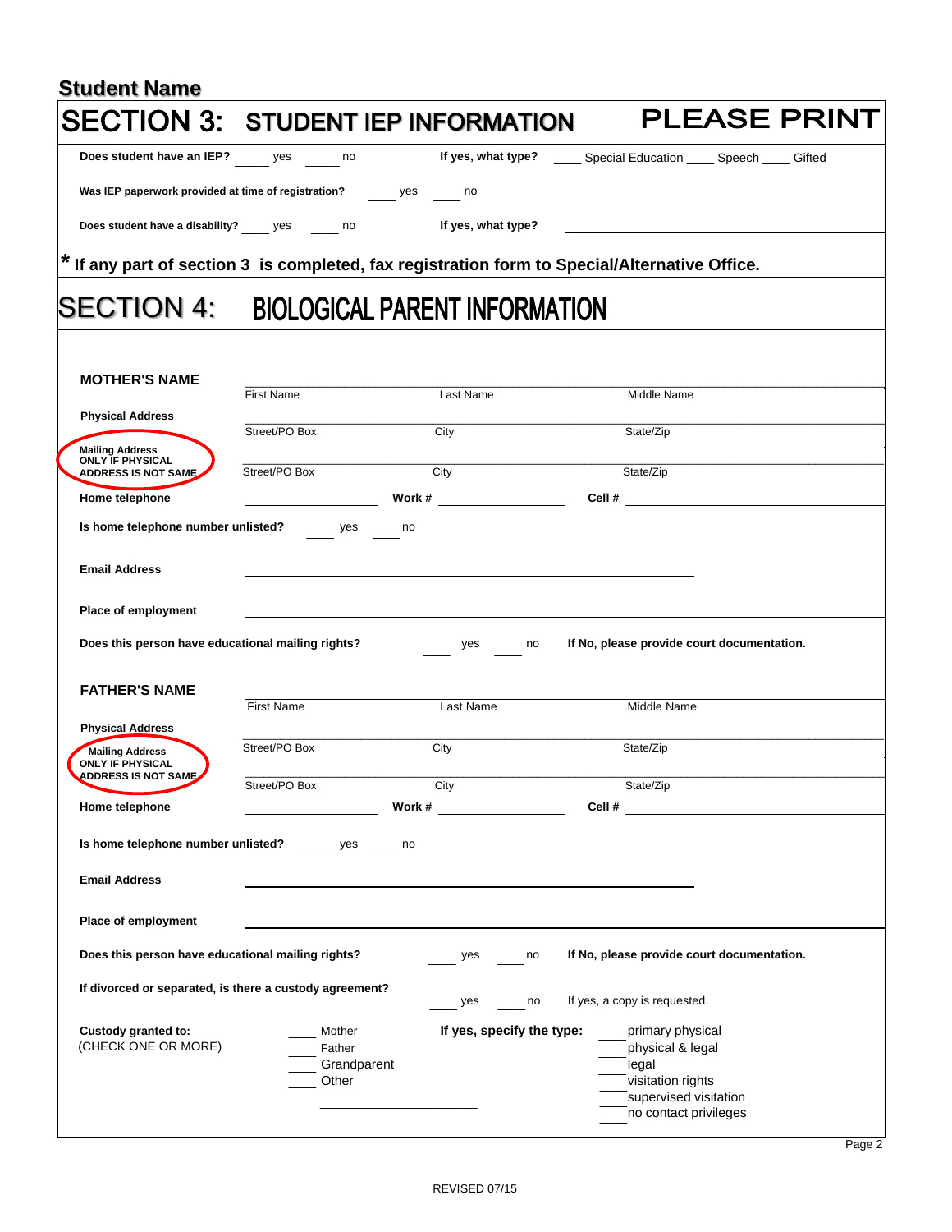**Student Name**

# SECTION 3: STUDENT IEP INFORMATION

**PLEASE PRINT**

**Does student have an IEP?** ____ yes ____ no **If yes, what type?** ____ Special Education ____ Speech ____ Gifted

**Was IEP paperwork provided at time of registration?** ____ yes ____ no

**Does student have a disability?** ____ yes ____ no **If yes, what type?** ______________________________

**\* If any part of section 3 is completed, fax registration form to Special/Alternative Office.**

# SECTION 4: BIOLOGICAL PARENT INFORMATION

**MOTHER'S NAME**

| | | |
|---|---|---|
| First Name | Last Name | Middle Name |

**Physical Address**

| | | |
|---|---|---|
| Street/PO Box | City | State/Zip |

**Mailing Address ONLY IF PHYSICAL ADDRESS IS NOT SAME**

| | | |
|---|---|---|
| Street/PO Box | City | State/Zip |

**Home telephone** ______________ **Work #** ______________ **Cell #** ______________

**Is home telephone number unlisted?** ____ yes ____ no

**Email Address** ______________________________

**Place of employment** ______________________________

**Does this person have educational mailing rights?** ____ yes ____ no **If No, please provide court documentation.**

**FATHER'S NAME**

| | | |
|---|---|---|
| First Name | Last Name | Middle Name |

**Physical Address**

| | | |
|---|---|---|
| Street/PO Box | City | State/Zip |

**Mailing Address ONLY IF PHYSICAL ADDRESS IS NOT SAME**

| | | |
|---|---|---|
| Street/PO Box | City | State/Zip |

**Home telephone** ______________ **Work #** ______________ **Cell #** ______________

**Is home telephone number unlisted?** ____ yes ____ no

**Email Address** ______________________________

**Place of employment** ______________________________

**Does this person have educational mailing rights?** ____ yes ____ no **If No, please provide court documentation.**

**If divorced or separated, is there a custody agreement?** ____ yes ____ no If yes, a copy is requested.

**Custody granted to:**
(CHECK ONE OR MORE)

- ____ Mother
- ____ Father
- ____ Grandparent
- ____ Other ______________

**If yes, specify the type:**

- ____ primary physical
- ____ physical & legal
- ____ legal
- ____ visitation rights
- ____ supervised visitation
- ____ no contact privileges

REVISED 07/15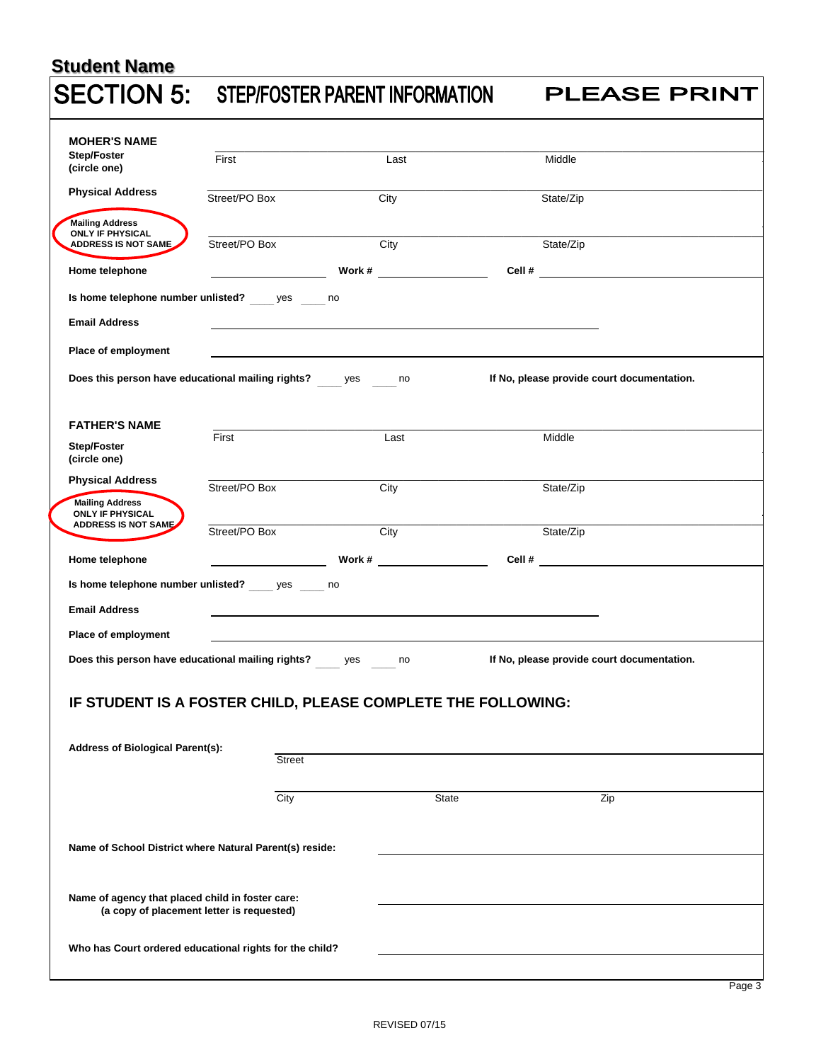**Student Name**

# SECTION 5: STEP/FOSTER PARENT INFORMATION — PLEASE PRINT

**MOHER'S NAME**
**Step/Foster (circle one)** ________ First ________ Last ________ Middle

**Physical Address** ________ Street/PO Box ________ City ________ State/Zip

**Mailing Address ONLY IF PHYSICAL ADDRESS IS NOT SAME** ________ Street/PO Box ________ City ________ State/Zip

**Home telephone** ________ **Work #** ________ **Cell #** ________

**Is home telephone number unlisted?** ____ yes ____ no

**Email Address** ________________

**Place of employment** ________________

**Does this person have educational mailing rights?** ____ yes ____ no **If No, please provide court documentation.**

**FATHER'S NAME**
**Step/Foster (circle one)** ________ First ________ Last ________ Middle

**Physical Address** ________ Street/PO Box ________ City ________ State/Zip

**Mailing Address ONLY IF PHYSICAL ADDRESS IS NOT SAME** ________ Street/PO Box ________ City ________ State/Zip

**Home telephone** ________ **Work #** ________ **Cell #** ________

**Is home telephone number unlisted?** ____ yes ____ no

**Email Address** ________________

**Place of employment** ________________

**Does this person have educational mailing rights?** ____ yes ____ no **If No, please provide court documentation.**

## IF STUDENT IS A FOSTER CHILD, PLEASE COMPLETE THE FOLLOWING:

**Address of Biological Parent(s):** ________________ Street

________ City ________ State ________ Zip

**Name of School District where Natural Parent(s) reside:** ________________

**Name of agency that placed child in foster care:**
**(a copy of placement letter is requested)** ________________

**Who has Court ordered educational rights for the child?** ________________

REVISED 07/15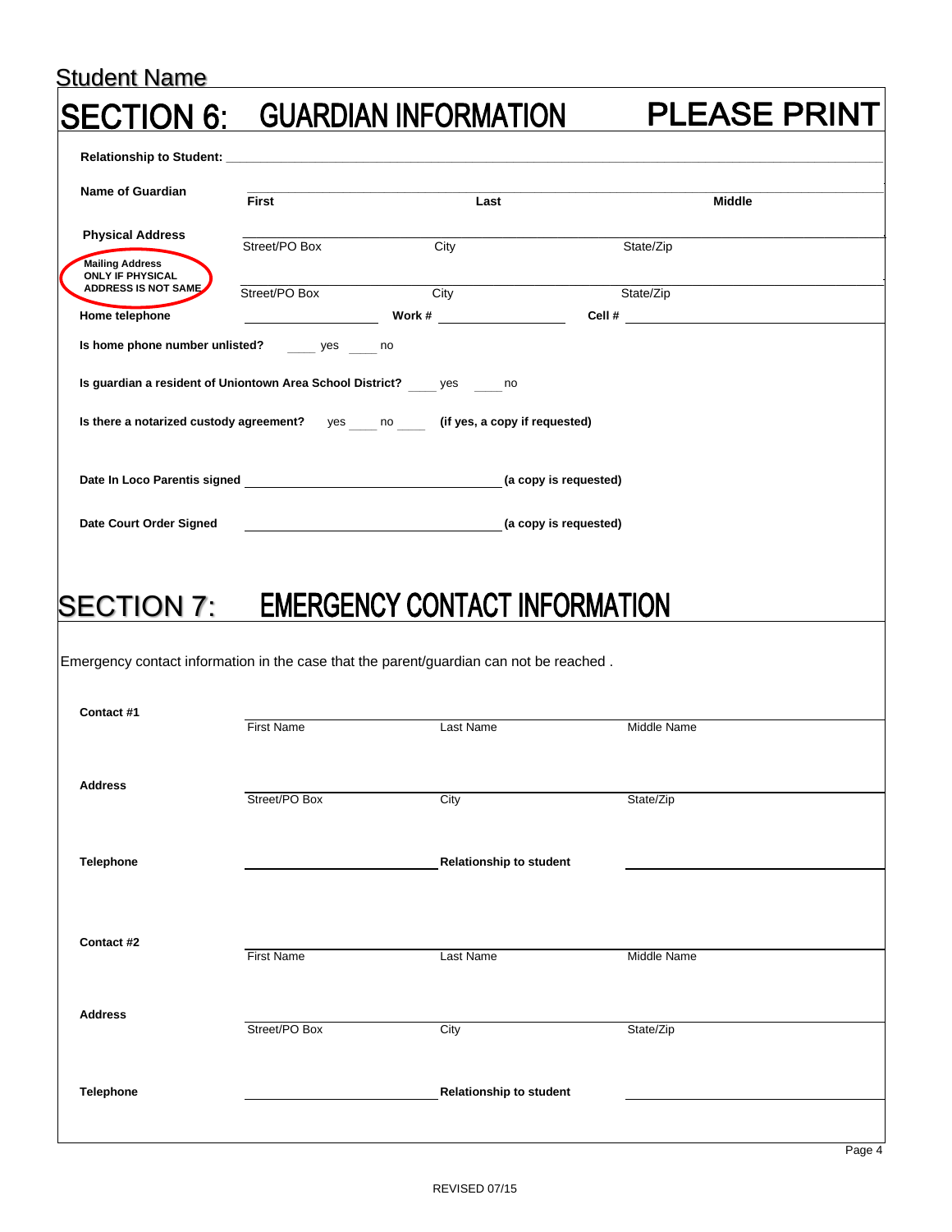Student Name

# SECTION 6: GUARDIAN INFORMATION

**PLEASE PRINT**

**Relationship to Student:** ______________________________

**Name of Guardian**

| **First** | **Last** | **Middle** |
|---|---|---|
| | | |

**Physical Address**

| Street/PO Box | City | State/Zip |
|---|---|---|
| | | |

**Mailing Address ONLY IF PHYSICAL ADDRESS IS NOT SAME**

| Street/PO Box | City | State/Zip |
|---|---|---|
| | | |

**Home telephone** ______________ **Work #** ______________ **Cell #** ______________

**Is home phone number unlisted?** ____ yes ____ no

**Is guardian a resident of Uniontown Area School District?** ____ yes ____ no

**Is there a notarized custody agreement?** yes ____ no ____ **(if yes, a copy if requested)**

**Date In Loco Parentis signed** ______________________________ **(a copy is requested)**

**Date Court Order Signed** ______________________________ **(a copy is requested)**

# SECTION 7: EMERGENCY CONTACT INFORMATION

Emergency contact information in the case that the parent/guardian can not be reached .

**Contact #1**

| First Name | Last Name | Middle Name |
|---|---|---|
| | | |

**Address**

| Street/PO Box | City | State/Zip |
|---|---|---|
| | | |

**Telephone** ______________________ **Relationship to student** ______________________

**Contact #2**

| First Name | Last Name | Middle Name |
|---|---|---|
| | | |

**Address**

| Street/PO Box | City | State/Zip |
|---|---|---|
| | | |

**Telephone** ______________________ **Relationship to student** ______________________

REVISED 07/15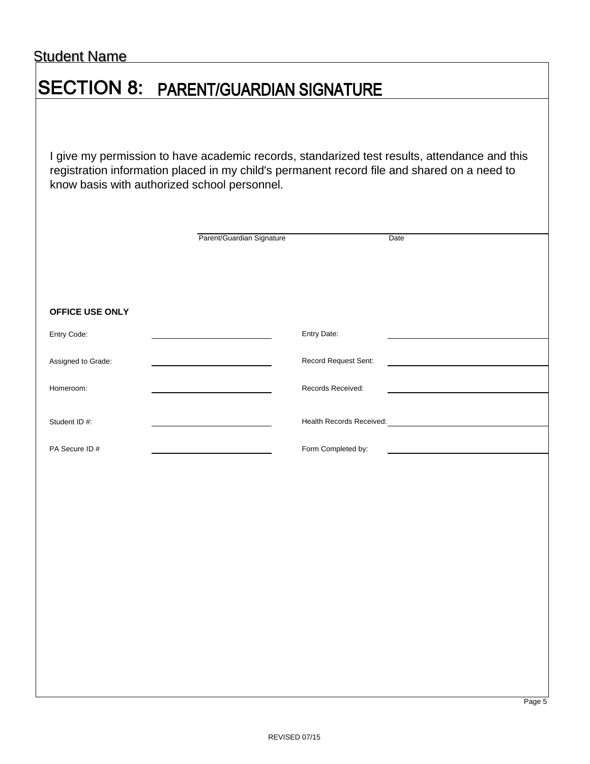Student Name

# SECTION 8: PARENT/GUARDIAN SIGNATURE

I give my permission to have academic records, standarized test results, attendance and this registration information placed in my child's permanent record file and shared on a need to know basis with authorized school personnel.

Parent/Guardian Signature ____________________ Date ____________________

**OFFICE USE ONLY**

| | | | |
|---|---|---|---|
| Entry Code: | | Entry Date: | |
| Assigned to Grade: | | Record Request Sent: | |
| Homeroom: | | Records Received: | |
| Student ID #: | | Health Records Received: | |
| PA Secure ID # | | Form Completed by: | |

REVISED 07/15